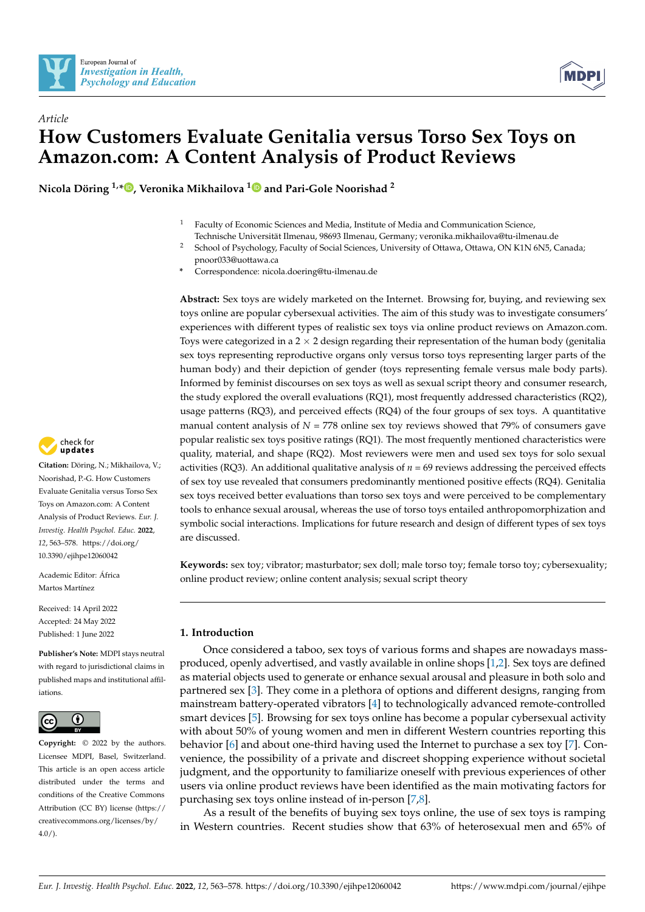Article

# How Customers Evaluate Genitalia versus Torso Sex Toys on Amazon.com: A Content Analysis of Product Reviews

**Nicola Döring [1,*], Veronika Mikhailova [1] and Pari-Gole Noorishad [2]**

[1] Faculty of Economic Sciences and Media, Institute of Media and Communication Science, Technische Universität Ilmenau, 98693 Ilmenau, Germany; veronika.mikhailova@tu-ilmenau.de

[2] School of Psychology, Faculty of Social Sciences, University of Ottawa, Ottawa, ON K1N 6N5, Canada; pnoor033@uottawa.ca

\* Correspondence: nicola.doering@tu-ilmenau.de

**Abstract:** Sex toys are widely marketed on the Internet. Browsing for, buying, and reviewing sex toys online are popular cybersexual activities. The aim of this study was to investigate consumers' experiences with different types of realistic sex toys via online product reviews on Amazon.com. Toys were categorized in a 2 × 2 design regarding their representation of the human body (genitalia sex toys representing reproductive organs only versus torso toys representing larger parts of the human body) and their depiction of gender (toys representing female versus male body parts). Informed by feminist discourses on sex toys as well as sexual script theory and consumer research, the study explored the overall evaluations (RQ1), most frequently addressed characteristics (RQ2), usage patterns (RQ3), and perceived effects (RQ4) of the four groups of sex toys. A quantitative manual content analysis of $N = 778$ online sex toy reviews showed that 79% of consumers gave popular realistic sex toys positive ratings (RQ1). The most frequently mentioned characteristics were quality, material, and shape (RQ2). Most reviewers were men and used sex toys for solo sexual activities (RQ3). An additional qualitative analysis of $n = 69$ reviews addressing the perceived effects of sex toy use revealed that consumers predominantly mentioned positive effects (RQ4). Genitalia sex toys received better evaluations than torso sex toys and were perceived to be complementary tools to enhance sexual arousal, whereas the use of torso toys entailed anthropomorphization and symbolic social interactions. Implications for future research and design of different types of sex toys are discussed.

**Keywords:** sex toy; vibrator; masturbator; sex doll; male torso toy; female torso toy; cybersexuality; online product review; online content analysis; sexual script theory

**Citation:** Döring, N.; Mikhailova, V.; Noorishad, P.-G. How Customers Evaluate Genitalia versus Torso Sex Toys on Amazon.com: A Content Analysis of Product Reviews. *Eur. J. Investig. Health Psychol. Educ.* **2022**, *12*, 563–578. https://doi.org/10.3390/ejihpe12060042

Academic Editor: África Martos Martínez

Received: 14 April 2022
Accepted: 24 May 2022
Published: 1 June 2022

**Publisher's Note:** MDPI stays neutral with regard to jurisdictional claims in published maps and institutional affiliations.

**Copyright:** © 2022 by the authors. Licensee MDPI, Basel, Switzerland. This article is an open access article distributed under the terms and conditions of the Creative Commons Attribution (CC BY) license (https://creativecommons.org/licenses/by/4.0/).

## 1. Introduction

Once considered a taboo, sex toys of various forms and shapes are nowadays mass-produced, openly advertised, and vastly available in online shops [1,2]. Sex toys are defined as material objects used to generate or enhance sexual arousal and pleasure in both solo and partnered sex [3]. They come in a plethora of options and different designs, ranging from mainstream battery-operated vibrators [4] to technologically advanced remote-controlled smart devices [5]. Browsing for sex toys online has become a popular cybersexual activity with about 50% of young women and men in different Western countries reporting this behavior [6] and about one-third having used the Internet to purchase a sex toy [7]. Convenience, the possibility of a private and discreet shopping experience without societal judgment, and the opportunity to familiarize oneself with previous experiences of other users via online product reviews have been identified as the main motivating factors for purchasing sex toys online instead of in-person [7,8].

As a result of the benefits of buying sex toys online, the use of sex toys is ramping in Western countries. Recent studies show that 63% of heterosexual men and 65% of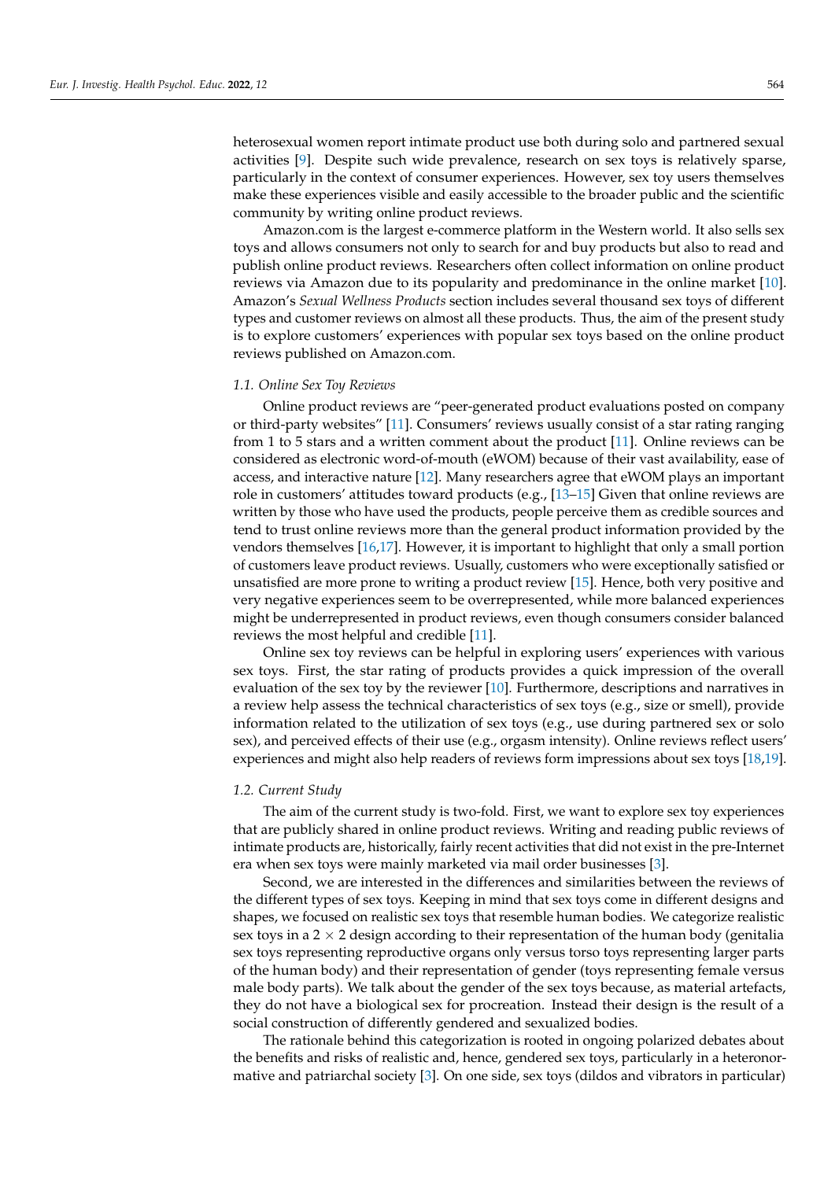heterosexual women report intimate product use both during solo and partnered sexual activities [9]. Despite such wide prevalence, research on sex toys is relatively sparse, particularly in the context of consumer experiences. However, sex toy users themselves make these experiences visible and easily accessible to the broader public and the scientific community by writing online product reviews.

Amazon.com is the largest e-commerce platform in the Western world. It also sells sex toys and allows consumers not only to search for and buy products but also to read and publish online product reviews. Researchers often collect information on online product reviews via Amazon due to its popularity and predominance in the online market [10]. Amazon's *Sexual Wellness Products* section includes several thousand sex toys of different types and customer reviews on almost all these products. Thus, the aim of the present study is to explore customers' experiences with popular sex toys based on the online product reviews published on Amazon.com.

### 1.1. Online Sex Toy Reviews

Online product reviews are "peer-generated product evaluations posted on company or third-party websites" [11]. Consumers' reviews usually consist of a star rating ranging from 1 to 5 stars and a written comment about the product [11]. Online reviews can be considered as electronic word-of-mouth (eWOM) because of their vast availability, ease of access, and interactive nature [12]. Many researchers agree that eWOM plays an important role in customers' attitudes toward products (e.g., [13–15] Given that online reviews are written by those who have used the products, people perceive them as credible sources and tend to trust online reviews more than the general product information provided by the vendors themselves [16,17]. However, it is important to highlight that only a small portion of customers leave product reviews. Usually, customers who were exceptionally satisfied or unsatisfied are more prone to writing a product review [15]. Hence, both very positive and very negative experiences seem to be overrepresented, while more balanced experiences might be underrepresented in product reviews, even though consumers consider balanced reviews the most helpful and credible [11].

Online sex toy reviews can be helpful in exploring users' experiences with various sex toys. First, the star rating of products provides a quick impression of the overall evaluation of the sex toy by the reviewer [10]. Furthermore, descriptions and narratives in a review help assess the technical characteristics of sex toys (e.g., size or smell), provide information related to the utilization of sex toys (e.g., use during partnered sex or solo sex), and perceived effects of their use (e.g., orgasm intensity). Online reviews reflect users' experiences and might also help readers of reviews form impressions about sex toys [18,19].

### 1.2. Current Study

The aim of the current study is two-fold. First, we want to explore sex toy experiences that are publicly shared in online product reviews. Writing and reading public reviews of intimate products are, historically, fairly recent activities that did not exist in the pre-Internet era when sex toys were mainly marketed via mail order businesses [3].

Second, we are interested in the differences and similarities between the reviews of the different types of sex toys. Keeping in mind that sex toys come in different designs and shapes, we focused on realistic sex toys that resemble human bodies. We categorize realistic sex toys in a $2 \times 2$ design according to their representation of the human body (genitalia sex toys representing reproductive organs only versus torso toys representing larger parts of the human body) and their representation of gender (toys representing female versus male body parts). We talk about the gender of the sex toys because, as material artefacts, they do not have a biological sex for procreation. Instead their design is the result of a social construction of differently gendered and sexualized bodies.

The rationale behind this categorization is rooted in ongoing polarized debates about the benefits and risks of realistic and, hence, gendered sex toys, particularly in a heteronormative and patriarchal society [3]. On one side, sex toys (dildos and vibrators in particular)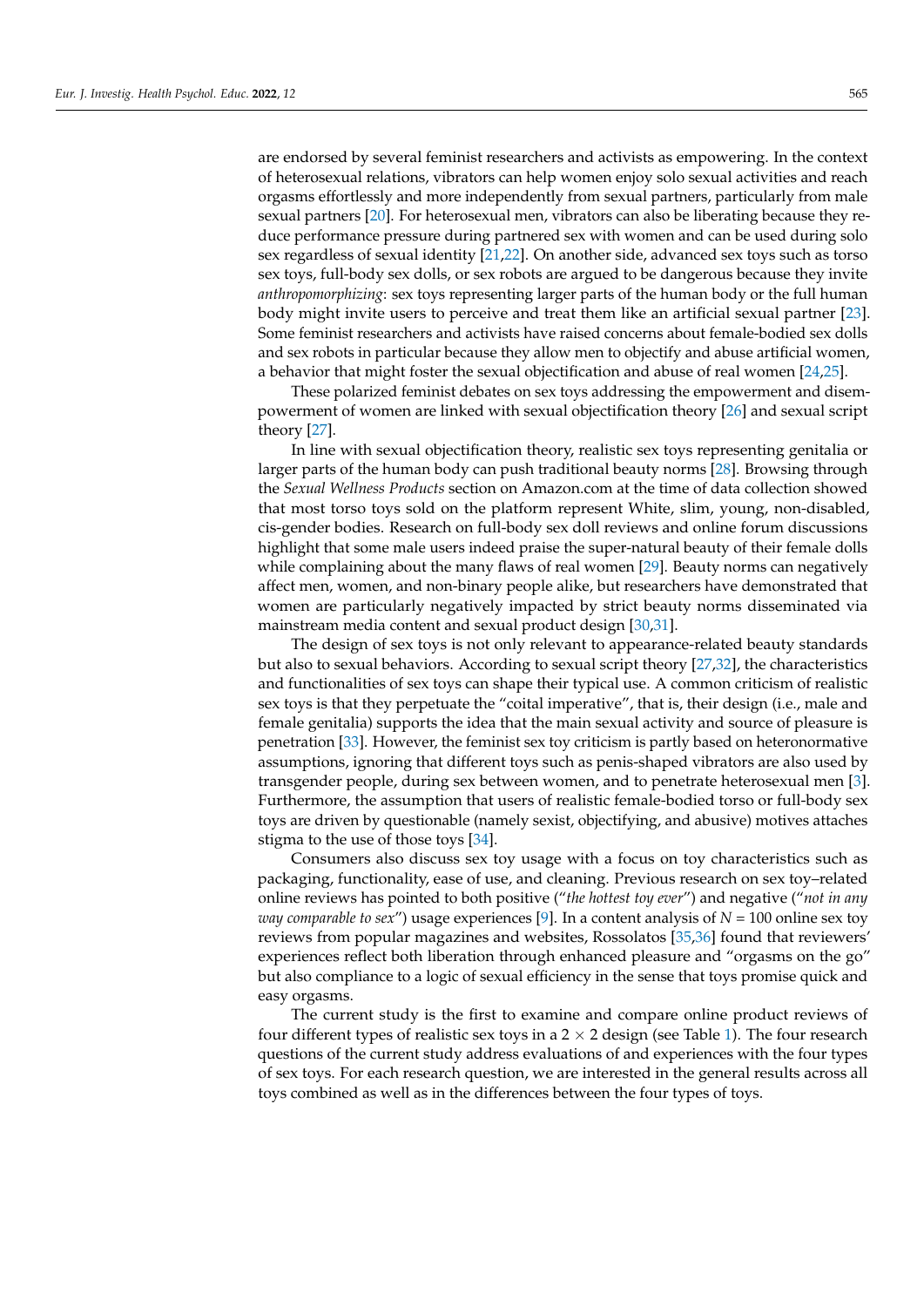are endorsed by several feminist researchers and activists as empowering. In the context of heterosexual relations, vibrators can help women enjoy solo sexual activities and reach orgasms effortlessly and more independently from sexual partners, particularly from male sexual partners [20]. For heterosexual men, vibrators can also be liberating because they reduce performance pressure during partnered sex with women and can be used during solo sex regardless of sexual identity [21,22]. On another side, advanced sex toys such as torso sex toys, full-body sex dolls, or sex robots are argued to be dangerous because they invite *anthropomorphizing*: sex toys representing larger parts of the human body or the full human body might invite users to perceive and treat them like an artificial sexual partner [23]. Some feminist researchers and activists have raised concerns about female-bodied sex dolls and sex robots in particular because they allow men to objectify and abuse artificial women, a behavior that might foster the sexual objectification and abuse of real women [24,25].

These polarized feminist debates on sex toys addressing the empowerment and disempowerment of women are linked with sexual objectification theory [26] and sexual script theory [27].

In line with sexual objectification theory, realistic sex toys representing genitalia or larger parts of the human body can push traditional beauty norms [28]. Browsing through the *Sexual Wellness Products* section on Amazon.com at the time of data collection showed that most torso toys sold on the platform represent White, slim, young, non-disabled, cis-gender bodies. Research on full-body sex doll reviews and online forum discussions highlight that some male users indeed praise the super-natural beauty of their female dolls while complaining about the many flaws of real women [29]. Beauty norms can negatively affect men, women, and non-binary people alike, but researchers have demonstrated that women are particularly negatively impacted by strict beauty norms disseminated via mainstream media content and sexual product design [30,31].

The design of sex toys is not only relevant to appearance-related beauty standards but also to sexual behaviors. According to sexual script theory [27,32], the characteristics and functionalities of sex toys can shape their typical use. A common criticism of realistic sex toys is that they perpetuate the "coital imperative", that is, their design (i.e., male and female genitalia) supports the idea that the main sexual activity and source of pleasure is penetration [33]. However, the feminist sex toy criticism is partly based on heteronormative assumptions, ignoring that different toys such as penis-shaped vibrators are also used by transgender people, during sex between women, and to penetrate heterosexual men [3]. Furthermore, the assumption that users of realistic female-bodied torso or full-body sex toys are driven by questionable (namely sexist, objectifying, and abusive) motives attaches stigma to the use of those toys [34].

Consumers also discuss sex toy usage with a focus on toy characteristics such as packaging, functionality, ease of use, and cleaning. Previous research on sex toy–related online reviews has pointed to both positive ("*the hottest toy ever*") and negative ("*not in any way comparable to sex*") usage experiences [9]. In a content analysis of $N = 100$ online sex toy reviews from popular magazines and websites, Rossolatos [35,36] found that reviewers' experiences reflect both liberation through enhanced pleasure and "orgasms on the go" but also compliance to a logic of sexual efficiency in the sense that toys promise quick and easy orgasms.

The current study is the first to examine and compare online product reviews of four different types of realistic sex toys in a $2 \times 2$ design (see Table 1). The four research questions of the current study address evaluations of and experiences with the four types of sex toys. For each research question, we are interested in the general results across all toys combined as well as in the differences between the four types of toys.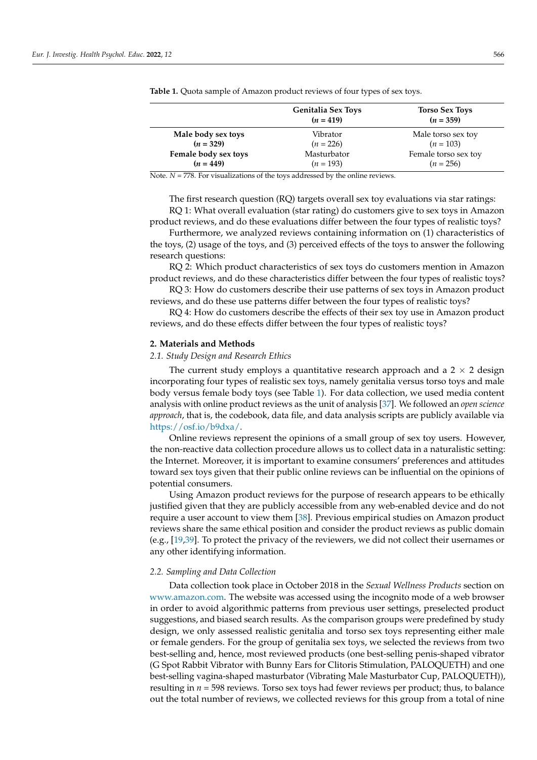**Table 1.** Quota sample of Amazon product reviews of four types of sex toys.

| | **Genitalia Sex Toys ($n$ = 419)** | **Torso Sex Toys ($n$ = 359)** |
|---|---|---|
| **Male body sex toys ($n$ = 329)** | Vibrator ($n$ = 226) | Male torso sex toy ($n$ = 103) |
| **Female body sex toys ($n$ = 449)** | Masturbator ($n$ = 193) | Female torso sex toy ($n$ = 256) |

Note. $N$ = 778. For visualizations of the toys addressed by the online reviews.

The first research question (RQ) targets overall sex toy evaluations via star ratings:

RQ 1: What overall evaluation (star rating) do customers give to sex toys in Amazon product reviews, and do these evaluations differ between the four types of realistic toys?

Furthermore, we analyzed reviews containing information on (1) characteristics of the toys, (2) usage of the toys, and (3) perceived effects of the toys to answer the following research questions:

RQ 2: Which product characteristics of sex toys do customers mention in Amazon product reviews, and do these characteristics differ between the four types of realistic toys?

RQ 3: How do customers describe their use patterns of sex toys in Amazon product reviews, and do these use patterns differ between the four types of realistic toys?

RQ 4: How do customers describe the effects of their sex toy use in Amazon product reviews, and do these effects differ between the four types of realistic toys?

## 2. Materials and Methods

### 2.1. Study Design and Research Ethics

The current study employs a quantitative research approach and a 2 × 2 design incorporating four types of realistic sex toys, namely genitalia versus torso toys and male body versus female body toys (see Table 1). For data collection, we used media content analysis with online product reviews as the unit of analysis [37]. We followed an *open science approach*, that is, the codebook, data file, and data analysis scripts are publicly available via https://osf.io/b9dxa/.

Online reviews represent the opinions of a small group of sex toy users. However, the non-reactive data collection procedure allows us to collect data in a naturalistic setting: the Internet. Moreover, it is important to examine consumers' preferences and attitudes toward sex toys given that their public online reviews can be influential on the opinions of potential consumers.

Using Amazon product reviews for the purpose of research appears to be ethically justified given that they are publicly accessible from any web-enabled device and do not require a user account to view them [38]. Previous empirical studies on Amazon product reviews share the same ethical position and consider the product reviews as public domain (e.g., [19,39]. To protect the privacy of the reviewers, we did not collect their usernames or any other identifying information.

### 2.2. Sampling and Data Collection

Data collection took place in October 2018 in the *Sexual Wellness Products* section on www.amazon.com. The website was accessed using the incognito mode of a web browser in order to avoid algorithmic patterns from previous user settings, preselected product suggestions, and biased search results. As the comparison groups were predefined by study design, we only assessed realistic genitalia and torso sex toys representing either male or female genders. For the group of genitalia sex toys, we selected the reviews from two best-selling and, hence, most reviewed products (one best-selling penis-shaped vibrator (G Spot Rabbit Vibrator with Bunny Ears for Clitoris Stimulation, PALOQUETH) and one best-selling vagina-shaped masturbator (Vibrating Male Masturbator Cup, PALOQUETH)), resulting in $n$ = 598 reviews. Torso sex toys had fewer reviews per product; thus, to balance out the total number of reviews, we collected reviews for this group from a total of nine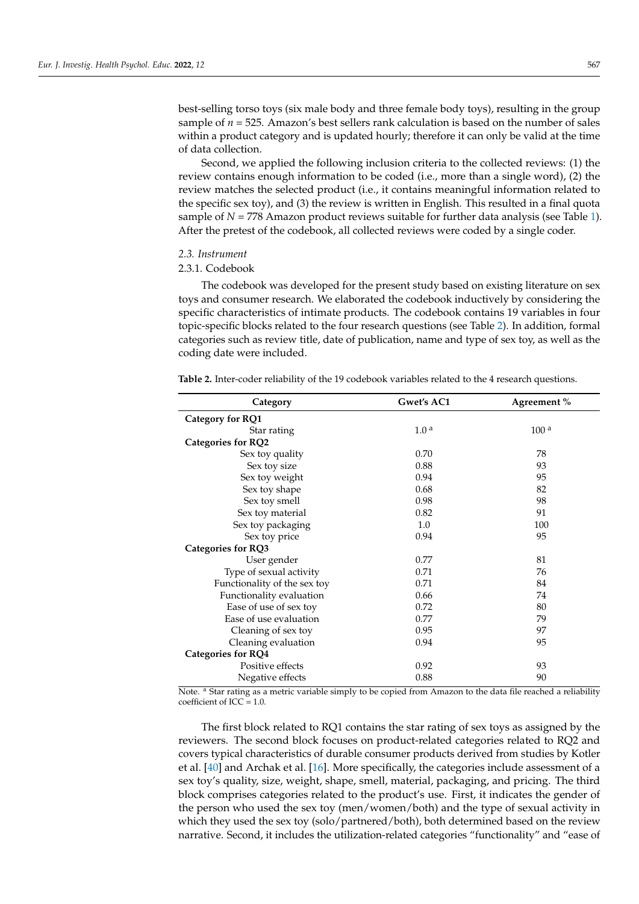best-selling torso toys (six male body and three female body toys), resulting in the group sample of $n = 525$. Amazon's best sellers rank calculation is based on the number of sales within a product category and is updated hourly; therefore it can only be valid at the time of data collection.

Second, we applied the following inclusion criteria to the collected reviews: (1) the review contains enough information to be coded (i.e., more than a single word), (2) the review matches the selected product (i.e., it contains meaningful information related to the specific sex toy), and (3) the review is written in English. This resulted in a final quota sample of $N = 778$ Amazon product reviews suitable for further data analysis (see Table 1). After the pretest of the codebook, all collected reviews were coded by a single coder.

### *2.3. Instrument*

#### 2.3.1. Codebook

The codebook was developed for the present study based on existing literature on sex toys and consumer research. We elaborated the codebook inductively by considering the specific characteristics of intimate products. The codebook contains 19 variables in four topic-specific blocks related to the four research questions (see Table 2). In addition, formal categories such as review title, date of publication, name and type of sex toy, as well as the coding date were included.

**Table 2.** Inter-coder reliability of the 19 codebook variables related to the 4 research questions.

| Category | Gwet's AC1 | Agreement % |
|---|---|---|
| **Category for RQ1** | | |
| Star rating | 1.0 [a] | 100 [a] |
| **Categories for RQ2** | | |
| Sex toy quality | 0.70 | 78 |
| Sex toy size | 0.88 | 93 |
| Sex toy weight | 0.94 | 95 |
| Sex toy shape | 0.68 | 82 |
| Sex toy smell | 0.98 | 98 |
| Sex toy material | 0.82 | 91 |
| Sex toy packaging | 1.0 | 100 |
| Sex toy price | 0.94 | 95 |
| **Categories for RQ3** | | |
| User gender | 0.77 | 81 |
| Type of sexual activity | 0.71 | 76 |
| Functionality of the sex toy | 0.71 | 84 |
| Functionality evaluation | 0.66 | 74 |
| Ease of use of sex toy | 0.72 | 80 |
| Ease of use evaluation | 0.77 | 79 |
| Cleaning of sex toy | 0.95 | 97 |
| Cleaning evaluation | 0.94 | 95 |
| **Categories for RQ4** | | |
| Positive effects | 0.92 | 93 |
| Negative effects | 0.88 | 90 |

Note. [a] Star rating as a metric variable simply to be copied from Amazon to the data file reached a reliability coefficient of ICC = 1.0.

The first block related to RQ1 contains the star rating of sex toys as assigned by the reviewers. The second block focuses on product-related categories related to RQ2 and covers typical characteristics of durable consumer products derived from studies by Kotler et al. [40] and Archak et al. [16]. More specifically, the categories include assessment of a sex toy's quality, size, weight, shape, smell, material, packaging, and pricing. The third block comprises categories related to the product's use. First, it indicates the gender of the person who used the sex toy (men/women/both) and the type of sexual activity in which they used the sex toy (solo/partnered/both), both determined based on the review narrative. Second, it includes the utilization-related categories "functionality" and "ease of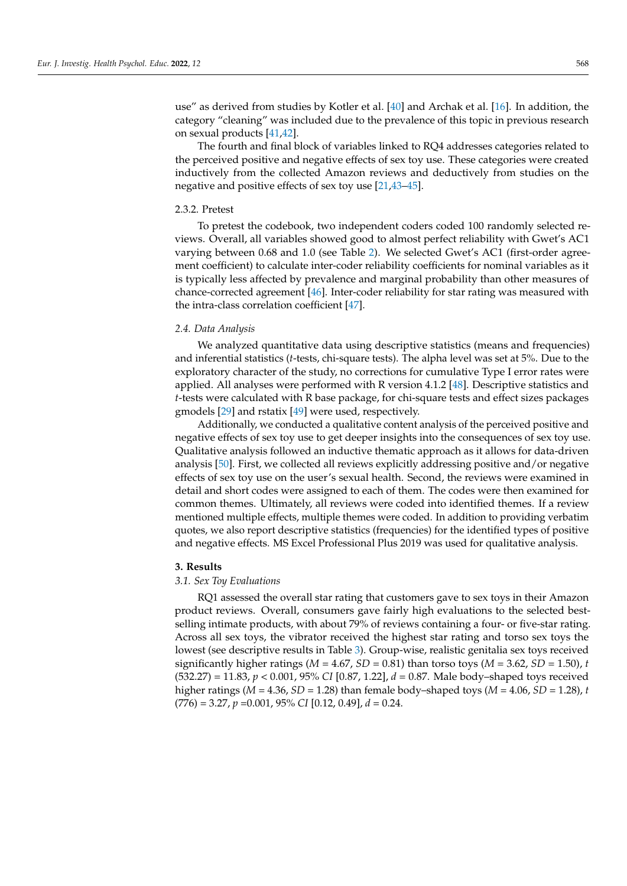use” as derived from studies by Kotler et al. [40] and Archak et al. [16]. In addition, the category “cleaning” was included due to the prevalence of this topic in previous research on sexual products [41,42].

The fourth and final block of variables linked to RQ4 addresses categories related to the perceived positive and negative effects of sex toy use. These categories were created inductively from the collected Amazon reviews and deductively from studies on the negative and positive effects of sex toy use [21,43–45].

#### 2.3.2. Pretest

To pretest the codebook, two independent coders coded 100 randomly selected reviews. Overall, all variables showed good to almost perfect reliability with Gwet’s AC1 varying between 0.68 and 1.0 (see Table 2). We selected Gwet’s AC1 (first-order agreement coefficient) to calculate inter-coder reliability coefficients for nominal variables as it is typically less affected by prevalence and marginal probability than other measures of chance-corrected agreement [46]. Inter-coder reliability for star rating was measured with the intra-class correlation coefficient [47].

### *2.4. Data Analysis*

We analyzed quantitative data using descriptive statistics (means and frequencies) and inferential statistics (*t*-tests, chi-square tests). The alpha level was set at 5%. Due to the exploratory character of the study, no corrections for cumulative Type I error rates were applied. All analyses were performed with R version 4.1.2 [48]. Descriptive statistics and *t*-tests were calculated with R base package, for chi-square tests and effect sizes packages gmodels [29] and rstatix [49] were used, respectively.

Additionally, we conducted a qualitative content analysis of the perceived positive and negative effects of sex toy use to get deeper insights into the consequences of sex toy use. Qualitative analysis followed an inductive thematic approach as it allows for data-driven analysis [50]. First, we collected all reviews explicitly addressing positive and/or negative effects of sex toy use on the user’s sexual health. Second, the reviews were examined in detail and short codes were assigned to each of them. The codes were then examined for common themes. Ultimately, all reviews were coded into identified themes. If a review mentioned multiple effects, multiple themes were coded. In addition to providing verbatim quotes, we also report descriptive statistics (frequencies) for the identified types of positive and negative effects. MS Excel Professional Plus 2019 was used for qualitative analysis.

## **3. Results**

### *3.1. Sex Toy Evaluations*

RQ1 assessed the overall star rating that customers gave to sex toys in their Amazon product reviews. Overall, consumers gave fairly high evaluations to the selected best-selling intimate products, with about 79% of reviews containing a four- or five-star rating. Across all sex toys, the vibrator received the highest star rating and torso sex toys the lowest (see descriptive results in Table 3). Group-wise, realistic genitalia sex toys received significantly higher ratings ($M$ = 4.67, $SD$ = 0.81) than torso toys ($M$ = 3.62, $SD$ = 1.50), $t$ (532.27) = 11.83, $p$ < 0.001, 95% $CI$ [0.87, 1.22], $d$ = 0.87. Male body–shaped toys received higher ratings ($M$ = 4.36, $SD$ = 1.28) than female body–shaped toys ($M$ = 4.06, $SD$ = 1.28), $t$ (776) = 3.27, $p$ =0.001, 95% $CI$ [0.12, 0.49], $d$ = 0.24.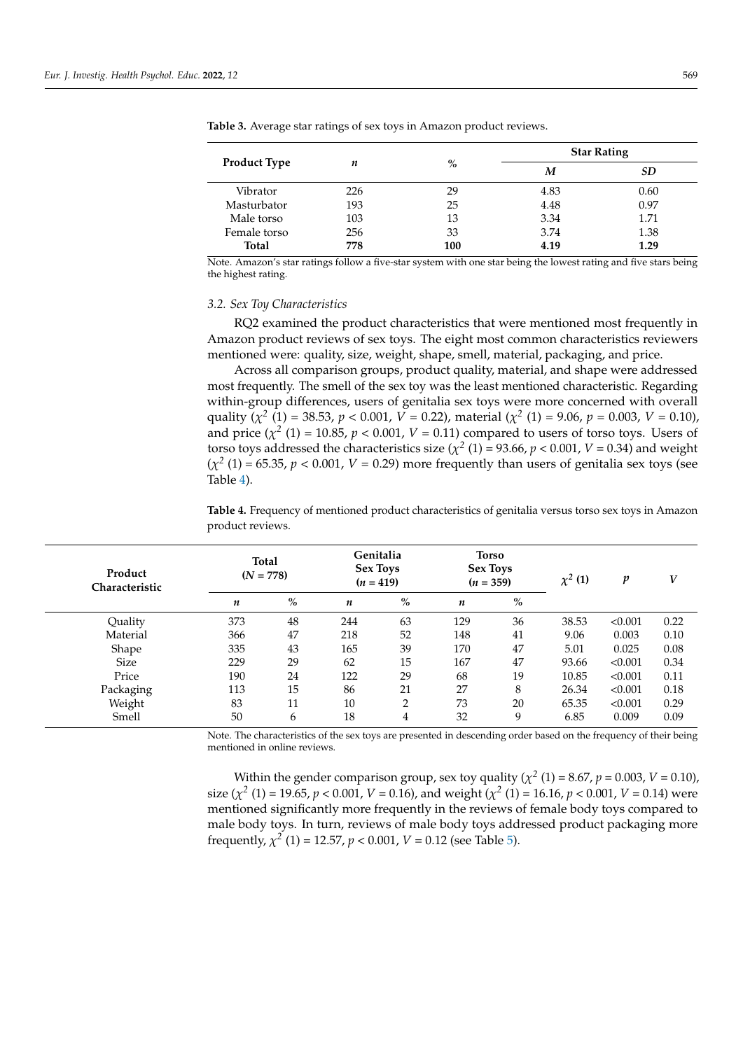**Table 3.** Average star ratings of sex toys in Amazon product reviews.

| Product Type | *n* | % | Star Rating | |
|---|---|---|---|---|
| | | | *M* | *SD* |
| Vibrator | 226 | 29 | 4.83 | 0.60 |
| Masturbator | 193 | 25 | 4.48 | 0.97 |
| Male torso | 103 | 13 | 3.34 | 1.71 |
| Female torso | 256 | 33 | 3.74 | 1.38 |
| **Total** | **778** | **100** | **4.19** | **1.29** |

Note. Amazon's star ratings follow a five-star system with one star being the lowest rating and five stars being the highest rating.

### 3.2. Sex Toy Characteristics

RQ2 examined the product characteristics that were mentioned most frequently in Amazon product reviews of sex toys. The eight most common characteristics reviewers mentioned were: quality, size, weight, shape, smell, material, packaging, and price.

Across all comparison groups, product quality, material, and shape were addressed most frequently. The smell of the sex toy was the least mentioned characteristic. Regarding within-group differences, users of genitalia sex toys were more concerned with overall quality ($\chi^2$ (1) = 38.53, $p < 0.001$, $V = 0.22$), material ($\chi^2$ (1) = 9.06, $p = 0.003$, $V = 0.10$), and price ($\chi^2$ (1) = 10.85, $p < 0.001$, $V = 0.11$) compared to users of torso toys. Users of torso toys addressed the characteristics size ($\chi^2$ (1) = 93.66, $p < 0.001$, $V = 0.34$) and weight ($\chi^2$ (1) = 65.35, $p < 0.001$, $V = 0.29$) more frequently than users of genitalia sex toys (see Table 4).

**Table 4.** Frequency of mentioned product characteristics of genitalia versus torso sex toys in Amazon product reviews.

| Product Characteristic | Total ($N$ = 778) | | Genitalia Sex Toys ($n$ = 419) | | Torso Sex Toys ($n$ = 359) | | $\chi^2$ (1) | *p* | *V* |
|---|---|---|---|---|---|---|---|---|---|
| | *n* | % | *n* | % | *n* | % | | | |
| Quality | 373 | 48 | 244 | 63 | 129 | 36 | 38.53 | <0.001 | 0.22 |
| Material | 366 | 47 | 218 | 52 | 148 | 41 | 9.06 | 0.003 | 0.10 |
| Shape | 335 | 43 | 165 | 39 | 170 | 47 | 5.01 | 0.025 | 0.08 |
| Size | 229 | 29 | 62 | 15 | 167 | 47 | 93.66 | <0.001 | 0.34 |
| Price | 190 | 24 | 122 | 29 | 68 | 19 | 10.85 | <0.001 | 0.11 |
| Packaging | 113 | 15 | 86 | 21 | 27 | 8 | 26.34 | <0.001 | 0.18 |
| Weight | 83 | 11 | 10 | 2 | 73 | 20 | 65.35 | <0.001 | 0.29 |
| Smell | 50 | 6 | 18 | 4 | 32 | 9 | 6.85 | 0.009 | 0.09 |

Note. The characteristics of the sex toys are presented in descending order based on the frequency of their being mentioned in online reviews.

Within the gender comparison group, sex toy quality ($\chi^2$ (1) = 8.67, $p = 0.003$, $V = 0.10$), size ($\chi^2$ (1) = 19.65, $p < 0.001$, $V = 0.16$), and weight ($\chi^2$ (1) = 16.16, $p < 0.001$, $V = 0.14$) were mentioned significantly more frequently in the reviews of female body toys compared to male body toys. In turn, reviews of male body toys addressed product packaging more frequently, $\chi^2$ (1) = 12.57, $p < 0.001$, $V = 0.12$ (see Table 5).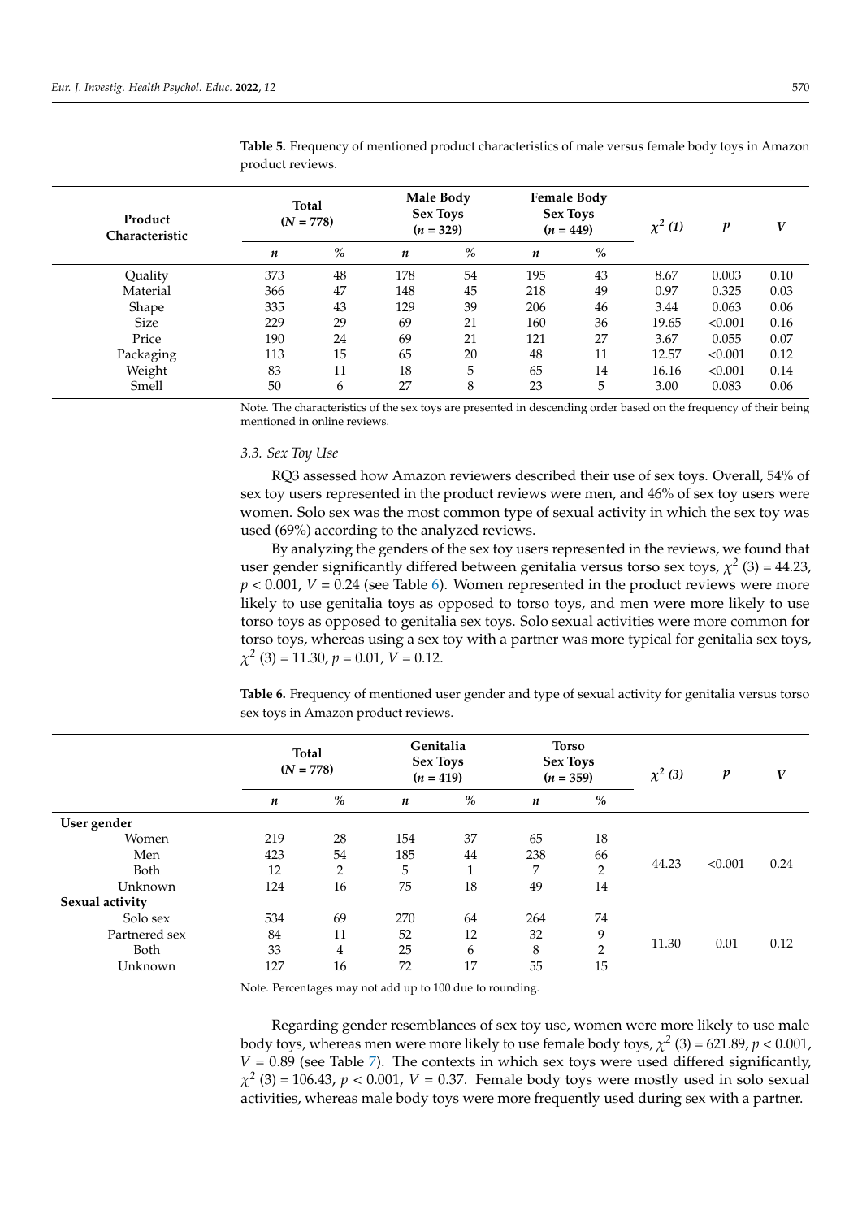**Table 5.** Frequency of mentioned product characteristics of male versus female body toys in Amazon product reviews.

| Product Characteristic | Total ($N$ = 778) | | Male Body Sex Toys ($n$ = 329) | | Female Body Sex Toys ($n$ = 449) | | $\chi^2$ (1) | $p$ | $V$ |
|---|---|---|---|---|---|---|---|---|---|
| | $n$ | % | $n$ | % | $n$ | % | | | |
| Quality | 373 | 48 | 178 | 54 | 195 | 43 | 8.67 | 0.003 | 0.10 |
| Material | 366 | 47 | 148 | 45 | 218 | 49 | 0.97 | 0.325 | 0.03 |
| Shape | 335 | 43 | 129 | 39 | 206 | 46 | 3.44 | 0.063 | 0.06 |
| Size | 229 | 29 | 69 | 21 | 160 | 36 | 19.65 | <0.001 | 0.16 |
| Price | 190 | 24 | 69 | 21 | 121 | 27 | 3.67 | 0.055 | 0.07 |
| Packaging | 113 | 15 | 65 | 20 | 48 | 11 | 12.57 | <0.001 | 0.12 |
| Weight | 83 | 11 | 18 | 5 | 65 | 14 | 16.16 | <0.001 | 0.14 |
| Smell | 50 | 6 | 27 | 8 | 23 | 5 | 3.00 | 0.083 | 0.06 |

Note. The characteristics of the sex toys are presented in descending order based on the frequency of their being mentioned in online reviews.

### 3.3. Sex Toy Use

RQ3 assessed how Amazon reviewers described their use of sex toys. Overall, 54% of sex toy users represented in the product reviews were men, and 46% of sex toy users were women. Solo sex was the most common type of sexual activity in which the sex toy was used (69%) according to the analyzed reviews.

By analyzing the genders of the sex toy users represented in the reviews, we found that user gender significantly differed between genitalia versus torso sex toys, $\chi^2$ (3) = 44.23, $p < 0.001$, $V = 0.24$ (see Table 6). Women represented in the product reviews were more likely to use genitalia toys as opposed to torso toys, and men were more likely to use torso toys as opposed to genitalia sex toys. Solo sexual activities were more common for torso toys, whereas using a sex toy with a partner was more typical for genitalia sex toys, $\chi^2$ (3) = 11.30, $p = 0.01$, $V = 0.12$.

**Table 6.** Frequency of mentioned user gender and type of sexual activity for genitalia versus torso sex toys in Amazon product reviews.

| | Total ($N$ = 778) | | Genitalia Sex Toys ($n$ = 419) | | Torso Sex Toys ($n$ = 359) | | $\chi^2$ (3) | $p$ | $V$ |
|---|---|---|---|---|---|---|---|---|---|
| | $n$ | % | $n$ | % | $n$ | % | | | |
| **User gender** | | | | | | | | | |
| Women | 219 | 28 | 154 | 37 | 65 | 18 | | | |
| Men | 423 | 54 | 185 | 44 | 238 | 66 | 44.23 | <0.001 | 0.24 |
| Both | 12 | 2 | 5 | 1 | 7 | 2 | | | |
| Unknown | 124 | 16 | 75 | 18 | 49 | 14 | | | |
| **Sexual activity** | | | | | | | | | |
| Solo sex | 534 | 69 | 270 | 64 | 264 | 74 | | | |
| Partnered sex | 84 | 11 | 52 | 12 | 32 | 9 | 11.30 | 0.01 | 0.12 |
| Both | 33 | 4 | 25 | 6 | 8 | 2 | | | |
| Unknown | 127 | 16 | 72 | 17 | 55 | 15 | | | |

Note. Percentages may not add up to 100 due to rounding.

Regarding gender resemblances of sex toy use, women were more likely to use male body toys, whereas men were more likely to use female body toys, $\chi^2$ (3) = 621.89, $p < 0.001$, $V = 0.89$ (see Table 7). The contexts in which sex toys were used differed significantly, $\chi^2$ (3) = 106.43, $p < 0.001$, $V = 0.37$. Female body toys were mostly used in solo sexual activities, whereas male body toys were more frequently used during sex with a partner.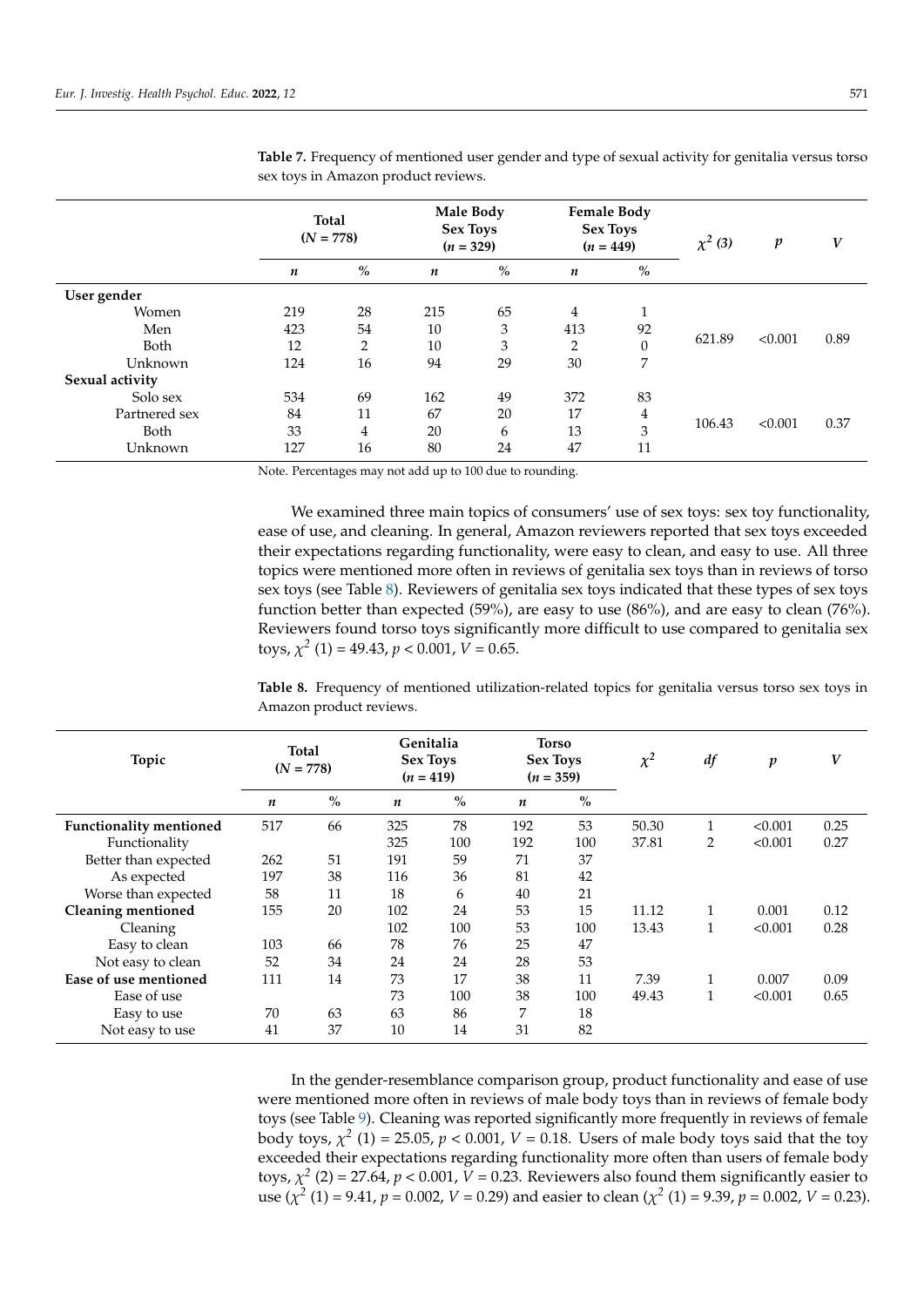**Table 7.** Frequency of mentioned user gender and type of sexual activity for genitalia versus torso sex toys in Amazon product reviews.

| | Total ($N$ = 778) | | Male Body Sex Toys ($n$ = 329) | | Female Body Sex Toys ($n$ = 449) | | $\chi^2$ (3) | $p$ | $V$ |
|---|---|---|---|---|---|---|---|---|---|
| | $n$ | % | $n$ | % | $n$ | % | | | |
| **User gender** | | | | | | | | | |
| Women | 219 | 28 | 215 | 65 | 4 | 1 | 621.89 | <0.001 | 0.89 |
| Men | 423 | 54 | 10 | 3 | 413 | 92 | | | |
| Both | 12 | 2 | 10 | 3 | 2 | 0 | | | |
| Unknown | 124 | 16 | 94 | 29 | 30 | 7 | | | |
| **Sexual activity** | | | | | | | | | |
| Solo sex | 534 | 69 | 162 | 49 | 372 | 83 | 106.43 | <0.001 | 0.37 |
| Partnered sex | 84 | 11 | 67 | 20 | 17 | 4 | | | |
| Both | 33 | 4 | 20 | 6 | 13 | 3 | | | |
| Unknown | 127 | 16 | 80 | 24 | 47 | 11 | | | |

Note. Percentages may not add up to 100 due to rounding.

We examined three main topics of consumers' use of sex toys: sex toy functionality, ease of use, and cleaning. In general, Amazon reviewers reported that sex toys exceeded their expectations regarding functionality, were easy to clean, and easy to use. All three topics were mentioned more often in reviews of genitalia sex toys than in reviews of torso sex toys (see Table 8). Reviewers of genitalia sex toys indicated that these types of sex toys function better than expected (59%), are easy to use (86%), and are easy to clean (76%). Reviewers found torso toys significantly more difficult to use compared to genitalia sex toys, $\chi^2$ (1) = 49.43, $p < 0.001$, $V = 0.65$.

**Table 8.** Frequency of mentioned utilization-related topics for genitalia versus torso sex toys in Amazon product reviews.

| Topic | Total ($N$ = 778) | | Genitalia Sex Toys ($n$ = 419) | | Torso Sex Toys ($n$ = 359) | | $\chi^2$ | $df$ | $p$ | $V$ |
|---|---|---|---|---|---|---|---|---|---|---|
| | $n$ | % | $n$ | % | $n$ | % | | | | |
| **Functionality mentioned** | 517 | 66 | 325 | 78 | 192 | 53 | 50.30 | 1 | <0.001 | 0.25 |
| Functionality | | | 325 | 100 | 192 | 100 | 37.81 | 2 | <0.001 | 0.27 |
| Better than expected | 262 | 51 | 191 | 59 | 71 | 37 | | | | |
| As expected | 197 | 38 | 116 | 36 | 81 | 42 | | | | |
| Worse than expected | 58 | 11 | 18 | 6 | 40 | 21 | | | | |
| **Cleaning mentioned** | 155 | 20 | 102 | 24 | 53 | 15 | 11.12 | 1 | 0.001 | 0.12 |
| Cleaning | | | 102 | 100 | 53 | 100 | 13.43 | 1 | <0.001 | 0.28 |
| Easy to clean | 103 | 66 | 78 | 76 | 25 | 47 | | | | |
| Not easy to clean | 52 | 34 | 24 | 24 | 28 | 53 | | | | |
| **Ease of use mentioned** | 111 | 14 | 73 | 17 | 38 | 11 | 7.39 | 1 | 0.007 | 0.09 |
| Ease of use | | | 73 | 100 | 38 | 100 | 49.43 | 1 | <0.001 | 0.65 |
| Easy to use | 70 | 63 | 63 | 86 | 7 | 18 | | | | |
| Not easy to use | 41 | 37 | 10 | 14 | 31 | 82 | | | | |

In the gender-resemblance comparison group, product functionality and ease of use were mentioned more often in reviews of male body toys than in reviews of female body toys (see Table 9). Cleaning was reported significantly more frequently in reviews of female body toys, $\chi^2$ (1) = 25.05, $p < 0.001$, $V = 0.18$. Users of male body toys said that the toy exceeded their expectations regarding functionality more often than users of female body toys, $\chi^2$ (2) = 27.64, $p < 0.001$, $V = 0.23$. Reviewers also found them significantly easier to use ($\chi^2$ (1) = 9.41, $p = 0.002$, $V = 0.29$) and easier to clean ($\chi^2$ (1) = 9.39, $p = 0.002$, $V = 0.23$).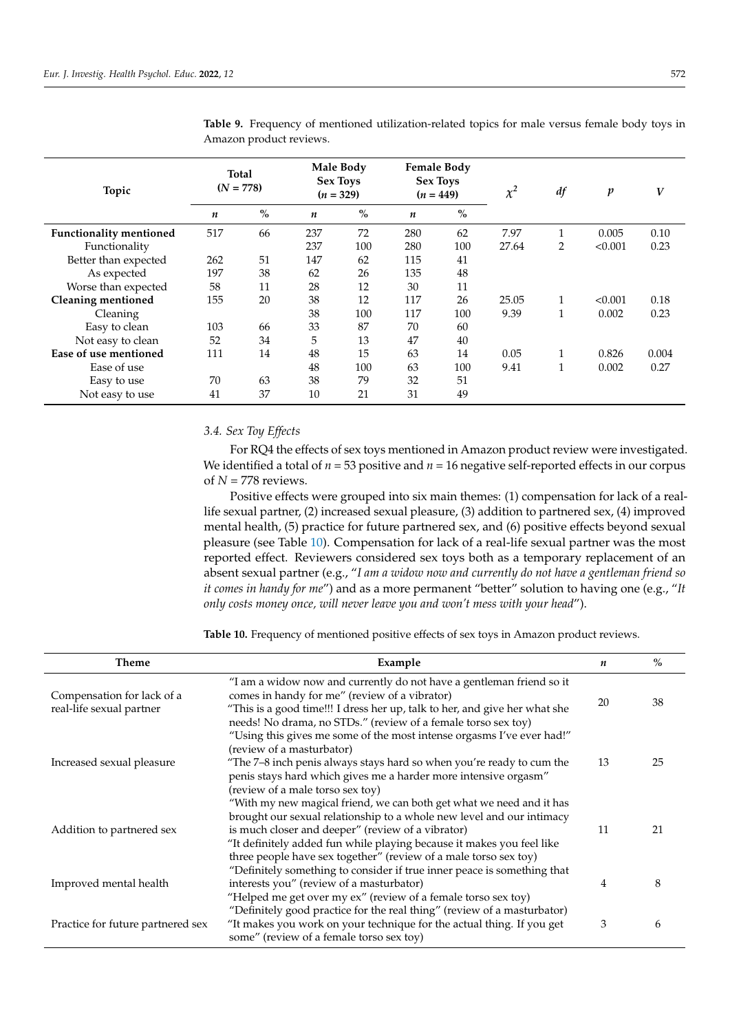**Table 9.** Frequency of mentioned utilization-related topics for male versus female body toys in Amazon product reviews.

| Topic | Total (*N* = 778) | | Male Body Sex Toys (*n* = 329) | | Female Body Sex Toys (*n* = 449) | | $\chi^2$ | *df* | *p* | *V* |
|---|---|---|---|---|---|---|---|---|---|---|
| | *n* | % | *n* | % | *n* | % | | | | |
| **Functionality mentioned** | 517 | 66 | 237 | 72 | 280 | 62 | 7.97 | 1 | 0.005 | 0.10 |
| Functionality | | | 237 | 100 | 280 | 100 | 27.64 | 2 | <0.001 | 0.23 |
| Better than expected | 262 | 51 | 147 | 62 | 115 | 41 | | | | |
| As expected | 197 | 38 | 62 | 26 | 135 | 48 | | | | |
| Worse than expected | 58 | 11 | 28 | 12 | 30 | 11 | | | | |
| **Cleaning mentioned** | 155 | 20 | 38 | 12 | 117 | 26 | 25.05 | 1 | <0.001 | 0.18 |
| Cleaning | | | 38 | 100 | 117 | 100 | 9.39 | 1 | 0.002 | 0.23 |
| Easy to clean | 103 | 66 | 33 | 87 | 70 | 60 | | | | |
| Not easy to clean | 52 | 34 | 5 | 13 | 47 | 40 | | | | |
| **Ease of use mentioned** | 111 | 14 | 48 | 15 | 63 | 14 | 0.05 | 1 | 0.826 | 0.004 |
| Ease of use | | | 48 | 100 | 63 | 100 | 9.41 | 1 | 0.002 | 0.27 |
| Easy to use | 70 | 63 | 38 | 79 | 32 | 51 | | | | |
| Not easy to use | 41 | 37 | 10 | 21 | 31 | 49 | | | | |

### 3.4. Sex Toy Effects

For RQ4 the effects of sex toys mentioned in Amazon product review were investigated. We identified a total of $n = 53$ positive and $n = 16$ negative self-reported effects in our corpus of $N = 778$ reviews.

Positive effects were grouped into six main themes: (1) compensation for lack of a real-life sexual partner, (2) increased sexual pleasure, (3) addition to partnered sex, (4) improved mental health, (5) practice for future partnered sex, and (6) positive effects beyond sexual pleasure (see Table 10). Compensation for lack of a real-life sexual partner was the most reported effect. Reviewers considered sex toys both as a temporary replacement of an absent sexual partner (e.g., "*I am a widow now and currently do not have a gentleman friend so it comes in handy for me*") and as a more permanent "better" solution to having one (e.g., "*It only costs money once, will never leave you and won't mess with your head*").

**Table 10.** Frequency of mentioned positive effects of sex toys in Amazon product reviews.

| Theme | Example | *n* | % |
|---|---|---|---|
| Compensation for lack of a real-life sexual partner | "I am a widow now and currently do not have a gentleman friend so it comes in handy for me" (review of a vibrator) "This is a good time!!! I dress her up, talk to her, and give her what she needs! No drama, no STDs." (review of a female torso sex toy) | 20 | 38 |
| Increased sexual pleasure | "Using this gives me some of the most intense orgasms I've ever had!" (review of a masturbator) "The 7–8 inch penis always stays hard so when you're ready to cum the penis stays hard which gives me a harder more intensive orgasm" (review of a male torso sex toy) | 13 | 25 |
| Addition to partnered sex | "With my new magical friend, we can both get what we need and it has brought our sexual relationship to a whole new level and our intimacy is much closer and deeper" (review of a vibrator) "It definitely added fun while playing because it makes you feel like three people have sex together" (review of a male torso sex toy) | 11 | 21 |
| Improved mental health | "Definitely something to consider if true inner peace is something that interests you" (review of a masturbator) "Helped me get over my ex" (review of a female torso sex toy) | 4 | 8 |
| Practice for future partnered sex | "Definitely good practice for the real thing" (review of a masturbator) "It makes you work on your technique for the actual thing. If you get some" (review of a female torso sex toy) | 3 | 6 |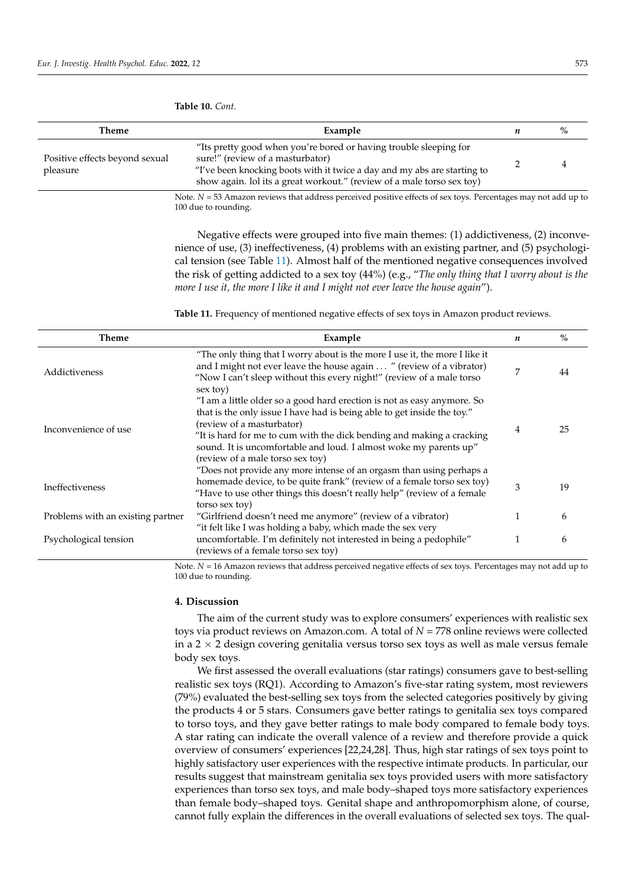**Table 10.** *Cont.*

| Theme | Example | *n* | % |
|---|---|---|---|
| Positive effects beyond sexual pleasure | "Its pretty good when you're bored or having trouble sleeping for sure!" (review of a masturbator)<br>"I've been knocking boots with it twice a day and my abs are starting to show again. lol its a great workout." (review of a male torso sex toy) | 2 | 4 |

Note. *N* = 53 Amazon reviews that address perceived positive effects of sex toys. Percentages may not add up to 100 due to rounding.

Negative effects were grouped into five main themes: (1) addictiveness, (2) inconvenience of use, (3) ineffectiveness, (4) problems with an existing partner, and (5) psychological tension (see Table 11). Almost half of the mentioned negative consequences involved the risk of getting addicted to a sex toy (44%) (e.g., "*The only thing that I worry about is the more I use it, the more I like it and I might not ever leave the house again*").

**Table 11.** Frequency of mentioned negative effects of sex toys in Amazon product reviews.

| Theme | Example | *n* | % |
|---|---|---|---|
| Addictiveness | "The only thing that I worry about is the more I use it, the more I like it and I might not ever leave the house again ... " (review of a vibrator)<br>"Now I can't sleep without this every night!" (review of a male torso sex toy) | 7 | 44 |
| Inconvenience of use | "I am a little older so a good hard erection is not as easy anymore. So that is the only issue I have had is being able to get inside the toy." (review of a masturbator)<br>"It is hard for me to cum with the dick bending and making a cracking sound. It is uncomfortable and loud. I almost woke my parents up" (review of a male torso sex toy) | 4 | 25 |
| Ineffectiveness | "Does not provide any more intense of an orgasm than using perhaps a homemade device, to be quite frank" (review of a female torso sex toy)<br>"Have to use other things this doesn't really help" (review of a female torso sex toy) | 3 | 19 |
| Problems with an existing partner | "Girlfriend doesn't need me anymore" (review of a vibrator) | 1 | 6 |
| Psychological tension | "it felt like I was holding a baby, which made the sex very uncomfortable. I'm definitely not interested in being a pedophile" (reviews of a female torso sex toy) | 1 | 6 |

Note. *N* = 16 Amazon reviews that address perceived negative effects of sex toys. Percentages may not add up to 100 due to rounding.

## 4. Discussion

The aim of the current study was to explore consumers' experiences with realistic sex toys via product reviews on Amazon.com. A total of *N* = 778 online reviews were collected in a 2 × 2 design covering genitalia versus torso sex toys as well as male versus female body sex toys.

We first assessed the overall evaluations (star ratings) consumers gave to best-selling realistic sex toys (RQ1). According to Amazon's five-star rating system, most reviewers (79%) evaluated the best-selling sex toys from the selected categories positively by giving the products 4 or 5 stars. Consumers gave better ratings to genitalia sex toys compared to torso toys, and they gave better ratings to male body compared to female body toys. A star rating can indicate the overall valence of a review and therefore provide a quick overview of consumers' experiences [22,24,28]. Thus, high star ratings of sex toys point to highly satisfactory user experiences with the respective intimate products. In particular, our results suggest that mainstream genitalia sex toys provided users with more satisfactory experiences than torso sex toys, and male body–shaped toys more satisfactory experiences than female body–shaped toys. Genital shape and anthropomorphism alone, of course, cannot fully explain the differences in the overall evaluations of selected sex toys. The qual-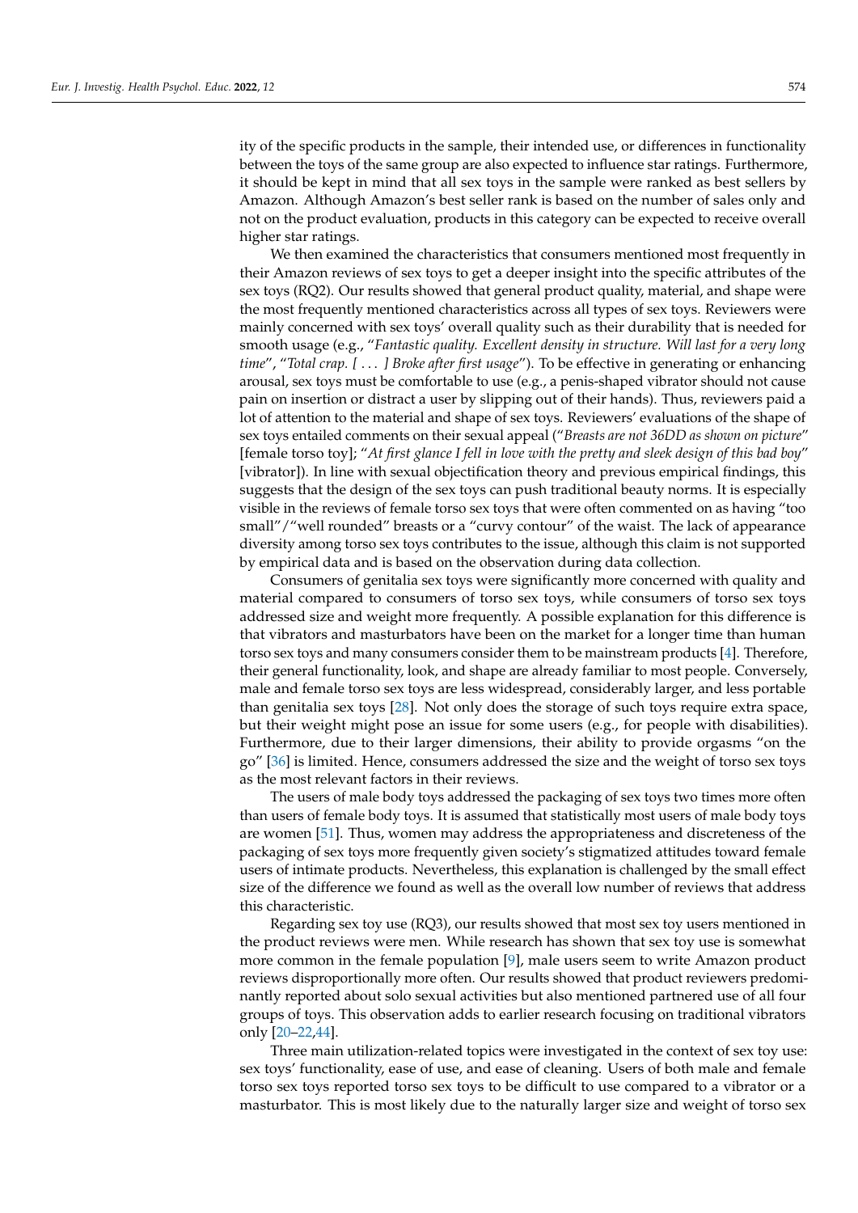ity of the specific products in the sample, their intended use, or differences in functionality between the toys of the same group are also expected to influence star ratings. Furthermore, it should be kept in mind that all sex toys in the sample were ranked as best sellers by Amazon. Although Amazon's best seller rank is based on the number of sales only and not on the product evaluation, products in this category can be expected to receive overall higher star ratings.

We then examined the characteristics that consumers mentioned most frequently in their Amazon reviews of sex toys to get a deeper insight into the specific attributes of the sex toys (RQ2). Our results showed that general product quality, material, and shape were the most frequently mentioned characteristics across all types of sex toys. Reviewers were mainly concerned with sex toys' overall quality such as their durability that is needed for smooth usage (e.g., "*Fantastic quality. Excellent density in structure. Will last for a very long time*", "*Total crap. [ . . . ] Broke after first usage*"). To be effective in generating or enhancing arousal, sex toys must be comfortable to use (e.g., a penis-shaped vibrator should not cause pain on insertion or distract a user by slipping out of their hands). Thus, reviewers paid a lot of attention to the material and shape of sex toys. Reviewers' evaluations of the shape of sex toys entailed comments on their sexual appeal ("*Breasts are not 36DD as shown on picture*" [female torso toy]; "*At first glance I fell in love with the pretty and sleek design of this bad boy*" [vibrator]). In line with sexual objectification theory and previous empirical findings, this suggests that the design of the sex toys can push traditional beauty norms. It is especially visible in the reviews of female torso sex toys that were often commented on as having "too small"/"well rounded" breasts or a "curvy contour" of the waist. The lack of appearance diversity among torso sex toys contributes to the issue, although this claim is not supported by empirical data and is based on the observation during data collection.

Consumers of genitalia sex toys were significantly more concerned with quality and material compared to consumers of torso sex toys, while consumers of torso sex toys addressed size and weight more frequently. A possible explanation for this difference is that vibrators and masturbators have been on the market for a longer time than human torso sex toys and many consumers consider them to be mainstream products [4]. Therefore, their general functionality, look, and shape are already familiar to most people. Conversely, male and female torso sex toys are less widespread, considerably larger, and less portable than genitalia sex toys [28]. Not only does the storage of such toys require extra space, but their weight might pose an issue for some users (e.g., for people with disabilities). Furthermore, due to their larger dimensions, their ability to provide orgasms "on the go" [36] is limited. Hence, consumers addressed the size and the weight of torso sex toys as the most relevant factors in their reviews.

The users of male body toys addressed the packaging of sex toys two times more often than users of female body toys. It is assumed that statistically most users of male body toys are women [51]. Thus, women may address the appropriateness and discreteness of the packaging of sex toys more frequently given society's stigmatized attitudes toward female users of intimate products. Nevertheless, this explanation is challenged by the small effect size of the difference we found as well as the overall low number of reviews that address this characteristic.

Regarding sex toy use (RQ3), our results showed that most sex toy users mentioned in the product reviews were men. While research has shown that sex toy use is somewhat more common in the female population [9], male users seem to write Amazon product reviews disproportionally more often. Our results showed that product reviewers predominantly reported about solo sexual activities but also mentioned partnered use of all four groups of toys. This observation adds to earlier research focusing on traditional vibrators only [20–22,44].

Three main utilization-related topics were investigated in the context of sex toy use: sex toys' functionality, ease of use, and ease of cleaning. Users of both male and female torso sex toys reported torso sex toys to be difficult to use compared to a vibrator or a masturbator. This is most likely due to the naturally larger size and weight of torso sex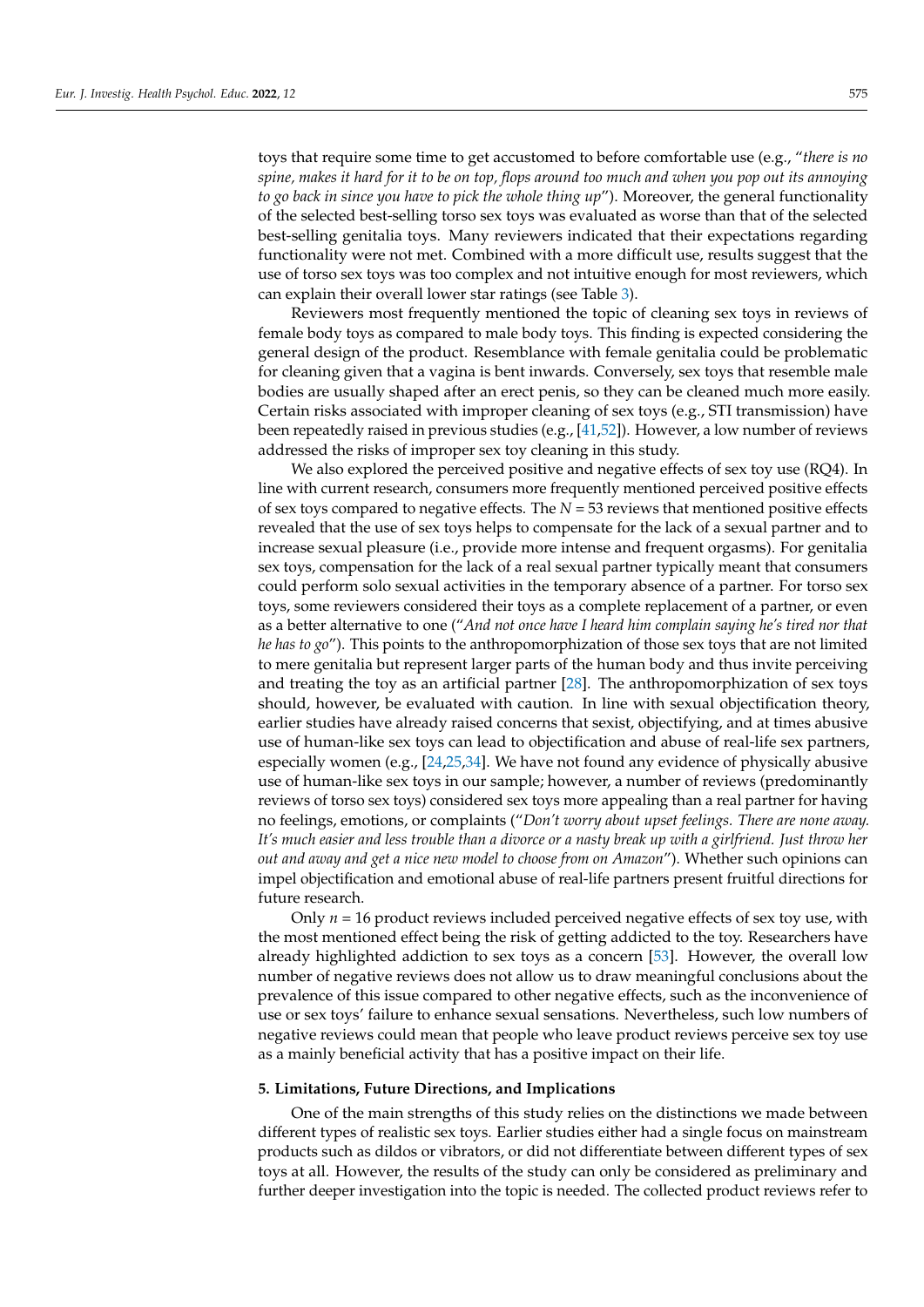toys that require some time to get accustomed to before comfortable use (e.g., "*there is no spine, makes it hard for it to be on top, flops around too much and when you pop out its annoying to go back in since you have to pick the whole thing up*"). Moreover, the general functionality of the selected best-selling torso sex toys was evaluated as worse than that of the selected best-selling genitalia toys. Many reviewers indicated that their expectations regarding functionality were not met. Combined with a more difficult use, results suggest that the use of torso sex toys was too complex and not intuitive enough for most reviewers, which can explain their overall lower star ratings (see Table 3).

Reviewers most frequently mentioned the topic of cleaning sex toys in reviews of female body toys as compared to male body toys. This finding is expected considering the general design of the product. Resemblance with female genitalia could be problematic for cleaning given that a vagina is bent inwards. Conversely, sex toys that resemble male bodies are usually shaped after an erect penis, so they can be cleaned much more easily. Certain risks associated with improper cleaning of sex toys (e.g., STI transmission) have been repeatedly raised in previous studies (e.g., [41,52]). However, a low number of reviews addressed the risks of improper sex toy cleaning in this study.

We also explored the perceived positive and negative effects of sex toy use (RQ4). In line with current research, consumers more frequently mentioned perceived positive effects of sex toys compared to negative effects. The $N = 53$ reviews that mentioned positive effects revealed that the use of sex toys helps to compensate for the lack of a sexual partner and to increase sexual pleasure (i.e., provide more intense and frequent orgasms). For genitalia sex toys, compensation for the lack of a real sexual partner typically meant that consumers could perform solo sexual activities in the temporary absence of a partner. For torso sex toys, some reviewers considered their toys as a complete replacement of a partner, or even as a better alternative to one ("*And not once have I heard him complain saying he's tired nor that he has to go*"). This points to the anthropomorphization of those sex toys that are not limited to mere genitalia but represent larger parts of the human body and thus invite perceiving and treating the toy as an artificial partner [28]. The anthropomorphization of sex toys should, however, be evaluated with caution. In line with sexual objectification theory, earlier studies have already raised concerns that sexist, objectifying, and at times abusive use of human-like sex toys can lead to objectification and abuse of real-life sex partners, especially women (e.g., [24,25,34]. We have not found any evidence of physically abusive use of human-like sex toys in our sample; however, a number of reviews (predominantly reviews of torso sex toys) considered sex toys more appealing than a real partner for having no feelings, emotions, or complaints ("*Don't worry about upset feelings. There are none away. It's much easier and less trouble than a divorce or a nasty break up with a girlfriend. Just throw her out and away and get a nice new model to choose from on Amazon*"). Whether such opinions can impel objectification and emotional abuse of real-life partners present fruitful directions for future research.

Only $n = 16$ product reviews included perceived negative effects of sex toy use, with the most mentioned effect being the risk of getting addicted to the toy. Researchers have already highlighted addiction to sex toys as a concern [53]. However, the overall low number of negative reviews does not allow us to draw meaningful conclusions about the prevalence of this issue compared to other negative effects, such as the inconvenience of use or sex toys' failure to enhance sexual sensations. Nevertheless, such low numbers of negative reviews could mean that people who leave product reviews perceive sex toy use as a mainly beneficial activity that has a positive impact on their life.

## 5. Limitations, Future Directions, and Implications

One of the main strengths of this study relies on the distinctions we made between different types of realistic sex toys. Earlier studies either had a single focus on mainstream products such as dildos or vibrators, or did not differentiate between different types of sex toys at all. However, the results of the study can only be considered as preliminary and further deeper investigation into the topic is needed. The collected product reviews refer to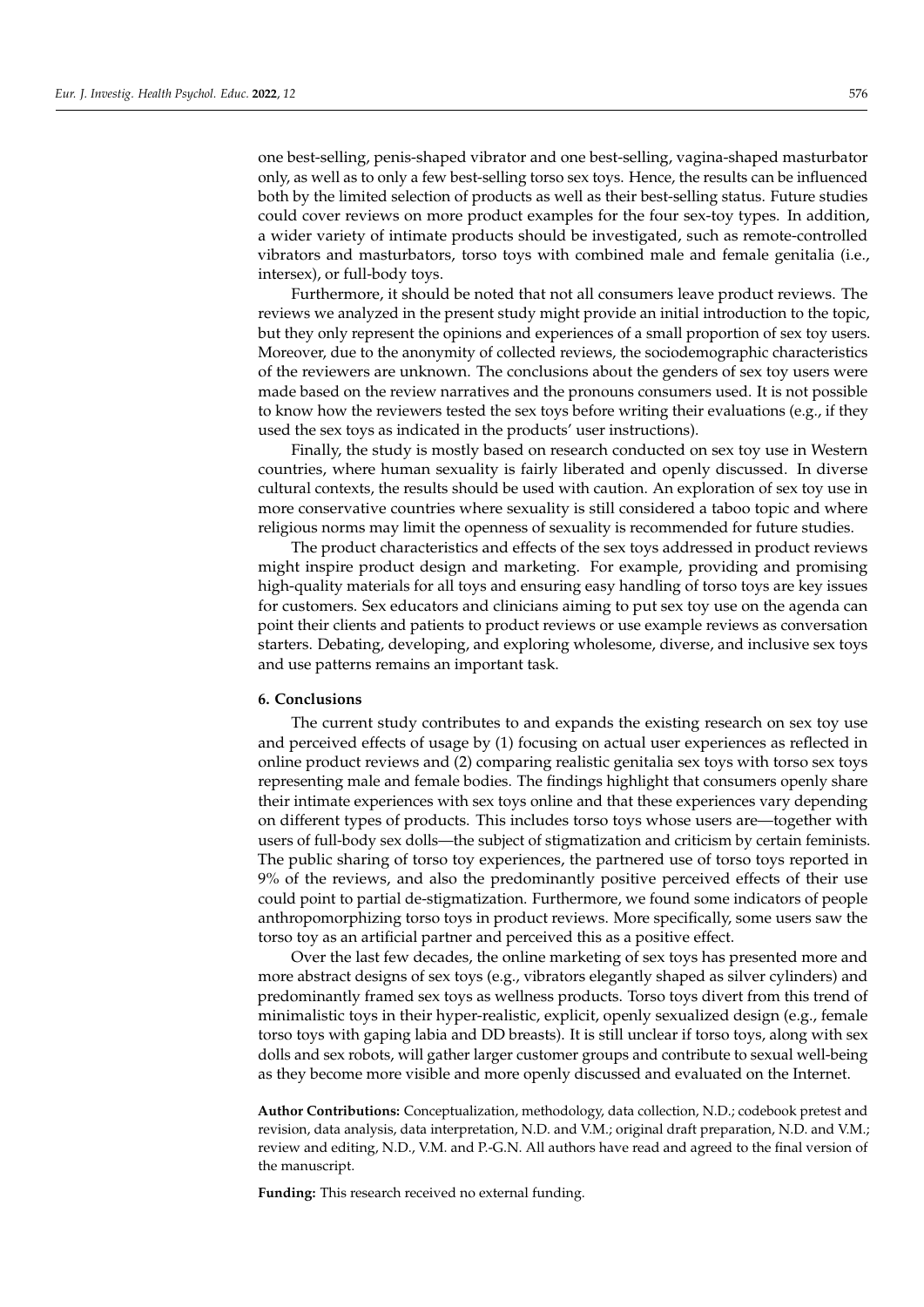one best-selling, penis-shaped vibrator and one best-selling, vagina-shaped masturbator only, as well as to only a few best-selling torso sex toys. Hence, the results can be influenced both by the limited selection of products as well as their best-selling status. Future studies could cover reviews on more product examples for the four sex-toy types. In addition, a wider variety of intimate products should be investigated, such as remote-controlled vibrators and masturbators, torso toys with combined male and female genitalia (i.e., intersex), or full-body toys.

Furthermore, it should be noted that not all consumers leave product reviews. The reviews we analyzed in the present study might provide an initial introduction to the topic, but they only represent the opinions and experiences of a small proportion of sex toy users. Moreover, due to the anonymity of collected reviews, the sociodemographic characteristics of the reviewers are unknown. The conclusions about the genders of sex toy users were made based on the review narratives and the pronouns consumers used. It is not possible to know how the reviewers tested the sex toys before writing their evaluations (e.g., if they used the sex toys as indicated in the products' user instructions).

Finally, the study is mostly based on research conducted on sex toy use in Western countries, where human sexuality is fairly liberated and openly discussed. In diverse cultural contexts, the results should be used with caution. An exploration of sex toy use in more conservative countries where sexuality is still considered a taboo topic and where religious norms may limit the openness of sexuality is recommended for future studies.

The product characteristics and effects of the sex toys addressed in product reviews might inspire product design and marketing. For example, providing and promising high-quality materials for all toys and ensuring easy handling of torso toys are key issues for customers. Sex educators and clinicians aiming to put sex toy use on the agenda can point their clients and patients to product reviews or use example reviews as conversation starters. Debating, developing, and exploring wholesome, diverse, and inclusive sex toys and use patterns remains an important task.

## 6. Conclusions

The current study contributes to and expands the existing research on sex toy use and perceived effects of usage by (1) focusing on actual user experiences as reflected in online product reviews and (2) comparing realistic genitalia sex toys with torso sex toys representing male and female bodies. The findings highlight that consumers openly share their intimate experiences with sex toys online and that these experiences vary depending on different types of products. This includes torso toys whose users are—together with users of full-body sex dolls—the subject of stigmatization and criticism by certain feminists. The public sharing of torso toy experiences, the partnered use of torso toys reported in 9% of the reviews, and also the predominantly positive perceived effects of their use could point to partial de-stigmatization. Furthermore, we found some indicators of people anthropomorphizing torso toys in product reviews. More specifically, some users saw the torso toy as an artificial partner and perceived this as a positive effect.

Over the last few decades, the online marketing of sex toys has presented more and more abstract designs of sex toys (e.g., vibrators elegantly shaped as silver cylinders) and predominantly framed sex toys as wellness products. Torso toys divert from this trend of minimalistic toys in their hyper-realistic, explicit, openly sexualized design (e.g., female torso toys with gaping labia and DD breasts). It is still unclear if torso toys, along with sex dolls and sex robots, will gather larger customer groups and contribute to sexual well-being as they become more visible and more openly discussed and evaluated on the Internet.

**Author Contributions:** Conceptualization, methodology, data collection, N.D.; codebook pretest and revision, data analysis, data interpretation, N.D. and V.M.; original draft preparation, N.D. and V.M.; review and editing, N.D., V.M. and P.-G.N. All authors have read and agreed to the final version of the manuscript.

**Funding:** This research received no external funding.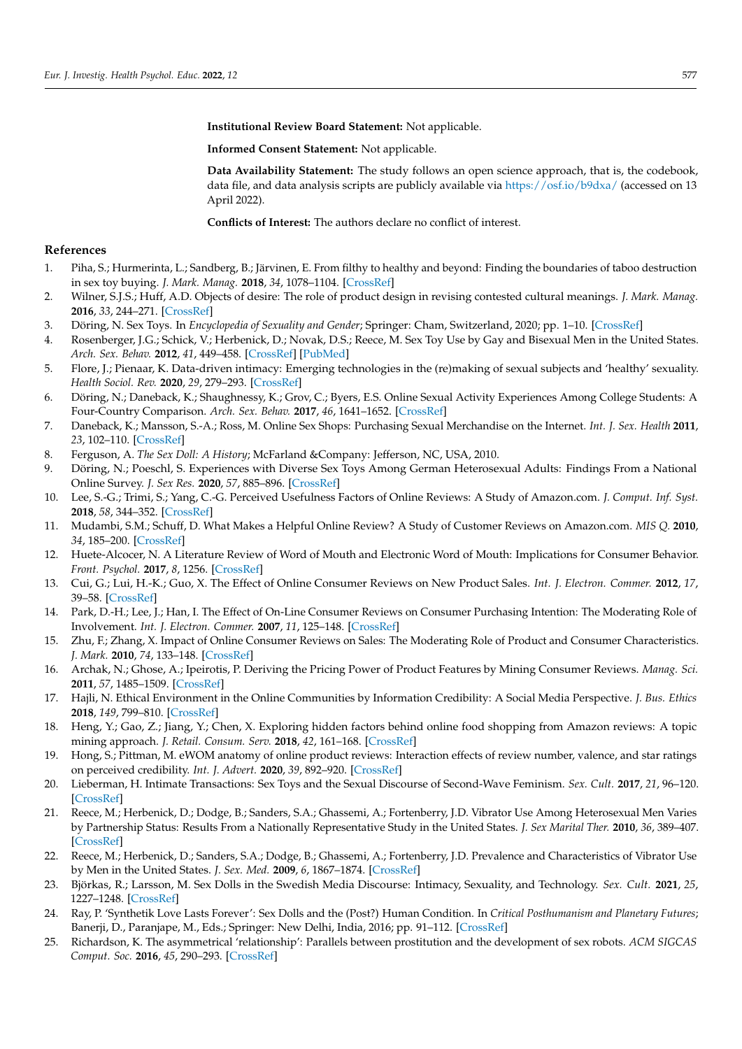**Institutional Review Board Statement:** Not applicable.

**Informed Consent Statement:** Not applicable.

**Data Availability Statement:** The study follows an open science approach, that is, the codebook, data file, and data analysis scripts are publicly available via https://osf.io/b9dxa/ (accessed on 13 April 2022).

**Conflicts of Interest:** The authors declare no conflict of interest.

## References

1. Piha, S.; Hurmerinta, L.; Sandberg, B.; Järvinen, E. From filthy to healthy and beyond: Finding the boundaries of taboo destruction in sex toy buying. *J. Mark. Manag.* **2018**, *34*, 1078–1104. [CrossRef]
2. Wilner, S.J.S.; Huff, A.D. Objects of desire: The role of product design in revising contested cultural meanings. *J. Mark. Manag.* **2016**, *33*, 244–271. [CrossRef]
3. Döring, N. Sex Toys. In *Encyclopedia of Sexuality and Gender*; Springer: Cham, Switzerland, 2020; pp. 1–10. [CrossRef]
4. Rosenberger, J.G.; Schick, V.; Herbenick, D.; Novak, D.S.; Reece, M. Sex Toy Use by Gay and Bisexual Men in the United States. *Arch. Sex. Behav.* **2012**, *41*, 449–458. [CrossRef] [PubMed]
5. Flore, J.; Pienaar, K. Data-driven intimacy: Emerging technologies in the (re)making of sexual subjects and 'healthy' sexuality. *Health Sociol. Rev.* **2020**, *29*, 279–293. [CrossRef]
6. Döring, N.; Daneback, K.; Shaughnessy, K.; Grov, C.; Byers, E.S. Online Sexual Activity Experiences Among College Students: A Four-Country Comparison. *Arch. Sex. Behav.* **2017**, *46*, 1641–1652. [CrossRef]
7. Daneback, K.; Mansson, S.-A.; Ross, M. Online Sex Shops: Purchasing Sexual Merchandise on the Internet. *Int. J. Sex. Health* **2011**, *23*, 102–110. [CrossRef]
8. Ferguson, A. *The Sex Doll: A History*; McFarland &Company: Jefferson, NC, USA, 2010.
9. Döring, N.; Poeschl, S. Experiences with Diverse Sex Toys Among German Heterosexual Adults: Findings From a National Online Survey. *J. Sex Res.* **2020**, *57*, 885–896. [CrossRef]
10. Lee, S.-G.; Trimi, S.; Yang, C.-G. Perceived Usefulness Factors of Online Reviews: A Study of Amazon.com. *J. Comput. Inf. Syst.* **2018**, *58*, 344–352. [CrossRef]
11. Mudambi, S.M.; Schuff, D. What Makes a Helpful Online Review? A Study of Customer Reviews on Amazon.com. *MIS Q.* **2010**, *34*, 185–200. [CrossRef]
12. Huete-Alcocer, N. A Literature Review of Word of Mouth and Electronic Word of Mouth: Implications for Consumer Behavior. *Front. Psychol.* **2017**, *8*, 1256. [CrossRef]
13. Cui, G.; Lui, H.-K.; Guo, X. The Effect of Online Consumer Reviews on New Product Sales. *Int. J. Electron. Commer.* **2012**, *17*, 39–58. [CrossRef]
14. Park, D.-H.; Lee, J.; Han, I. The Effect of On-Line Consumer Reviews on Consumer Purchasing Intention: The Moderating Role of Involvement. *Int. J. Electron. Commer.* **2007**, *11*, 125–148. [CrossRef]
15. Zhu, F.; Zhang, X. Impact of Online Consumer Reviews on Sales: The Moderating Role of Product and Consumer Characteristics. *J. Mark.* **2010**, *74*, 133–148. [CrossRef]
16. Archak, N.; Ghose, A.; Ipeirotis, P. Deriving the Pricing Power of Product Features by Mining Consumer Reviews. *Manag. Sci.* **2011**, *57*, 1485–1509. [CrossRef]
17. Hajli, N. Ethical Environment in the Online Communities by Information Credibility: A Social Media Perspective. *J. Bus. Ethics* **2018**, *149*, 799–810. [CrossRef]
18. Heng, Y.; Gao, Z.; Jiang, Y.; Chen, X. Exploring hidden factors behind online food shopping from Amazon reviews: A topic mining approach. *J. Retail. Consum. Serv.* **2018**, *42*, 161–168. [CrossRef]
19. Hong, S.; Pittman, M. eWOM anatomy of online product reviews: Interaction effects of review number, valence, and star ratings on perceived credibility. *Int. J. Advert.* **2020**, *39*, 892–920. [CrossRef]
20. Lieberman, H. Intimate Transactions: Sex Toys and the Sexual Discourse of Second-Wave Feminism. *Sex. Cult.* **2017**, *21*, 96–120. [CrossRef]
21. Reece, M.; Herbenick, D.; Dodge, B.; Sanders, S.A.; Ghassemi, A.; Fortenberry, J.D. Vibrator Use Among Heterosexual Men Varies by Partnership Status: Results From a Nationally Representative Study in the United States. *J. Sex Marital Ther.* **2010**, *36*, 389–407. [CrossRef]
22. Reece, M.; Herbenick, D.; Sanders, S.A.; Dodge, B.; Ghassemi, A.; Fortenberry, J.D. Prevalence and Characteristics of Vibrator Use by Men in the United States. *J. Sex. Med.* **2009**, *6*, 1867–1874. [CrossRef]
23. Björkas, R.; Larsson, M. Sex Dolls in the Swedish Media Discourse: Intimacy, Sexuality, and Technology. *Sex. Cult.* **2021**, *25*, 1227–1248. [CrossRef]
24. Ray, P. 'Synthetik Love Lasts Forever': Sex Dolls and the (Post?) Human Condition. In *Critical Posthumanism and Planetary Futures*; Banerji, D., Paranjape, M., Eds.; Springer: New Delhi, India, 2016; pp. 91–112. [CrossRef]
25. Richardson, K. The asymmetrical 'relationship': Parallels between prostitution and the development of sex robots. *ACM SIGCAS Comput. Soc.* **2016**, *45*, 290–293. [CrossRef]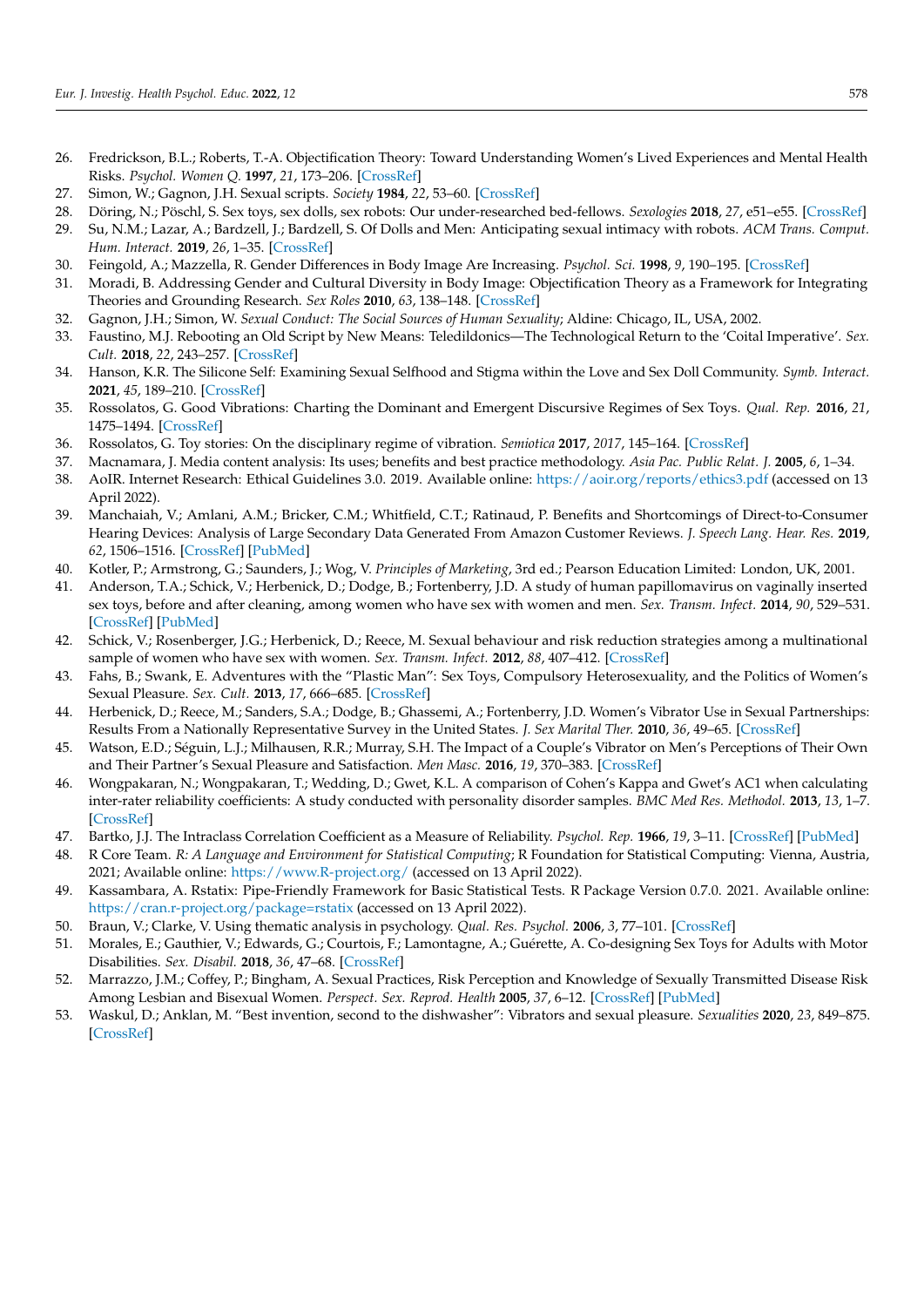26. Fredrickson, B.L.; Roberts, T.-A. Objectification Theory: Toward Understanding Women's Lived Experiences and Mental Health Risks. *Psychol. Women Q.* **1997**, *21*, 173–206. [CrossRef]
27. Simon, W.; Gagnon, J.H. Sexual scripts. *Society* **1984**, *22*, 53–60. [CrossRef]
28. Döring, N.; Pöschl, S. Sex toys, sex dolls, sex robots: Our under-researched bed-fellows. *Sexologies* **2018**, *27*, e51–e55. [CrossRef]
29. Su, N.M.; Lazar, A.; Bardzell, J.; Bardzell, S. Of Dolls and Men: Anticipating sexual intimacy with robots. *ACM Trans. Comput. Hum. Interact.* **2019**, *26*, 1–35. [CrossRef]
30. Feingold, A.; Mazzella, R. Gender Differences in Body Image Are Increasing. *Psychol. Sci.* **1998**, *9*, 190–195. [CrossRef]
31. Moradi, B. Addressing Gender and Cultural Diversity in Body Image: Objectification Theory as a Framework for Integrating Theories and Grounding Research. *Sex Roles* **2010**, *63*, 138–148. [CrossRef]
32. Gagnon, J.H.; Simon, W. *Sexual Conduct: The Social Sources of Human Sexuality*; Aldine: Chicago, IL, USA, 2002.
33. Faustino, M.J. Rebooting an Old Script by New Means: Teledildonics—The Technological Return to the 'Coital Imperative'. *Sex. Cult.* **2018**, *22*, 243–257. [CrossRef]
34. Hanson, K.R. The Silicone Self: Examining Sexual Selfhood and Stigma within the Love and Sex Doll Community. *Symb. Interact.* **2021**, *45*, 189–210. [CrossRef]
35. Rossolatos, G. Good Vibrations: Charting the Dominant and Emergent Discursive Regimes of Sex Toys. *Qual. Rep.* **2016**, *21*, 1475–1494. [CrossRef]
36. Rossolatos, G. Toy stories: On the disciplinary regime of vibration. *Semiotica* **2017**, *2017*, 145–164. [CrossRef]
37. Macnamara, J. Media content analysis: Its uses; benefits and best practice methodology. *Asia Pac. Public Relat. J.* **2005**, *6*, 1–34.
38. AoIR. Internet Research: Ethical Guidelines 3.0. 2019. Available online: https://aoir.org/reports/ethics3.pdf (accessed on 13 April 2022).
39. Manchaiah, V.; Amlani, A.M.; Bricker, C.M.; Whitfield, C.T.; Ratinaud, P. Benefits and Shortcomings of Direct-to-Consumer Hearing Devices: Analysis of Large Secondary Data Generated From Amazon Customer Reviews. *J. Speech Lang. Hear. Res.* **2019**, *62*, 1506–1516. [CrossRef] [PubMed]
40. Kotler, P.; Armstrong, G.; Saunders, J.; Wog, V. *Principles of Marketing*, 3rd ed.; Pearson Education Limited: London, UK, 2001.
41. Anderson, T.A.; Schick, V.; Herbenick, D.; Dodge, B.; Fortenberry, J.D. A study of human papillomavirus on vaginally inserted sex toys, before and after cleaning, among women who have sex with women and men. *Sex. Transm. Infect.* **2014**, *90*, 529–531. [CrossRef] [PubMed]
42. Schick, V.; Rosenberger, J.G.; Herbenick, D.; Reece, M. Sexual behaviour and risk reduction strategies among a multinational sample of women who have sex with women. *Sex. Transm. Infect.* **2012**, *88*, 407–412. [CrossRef]
43. Fahs, B.; Swank, E. Adventures with the "Plastic Man": Sex Toys, Compulsory Heterosexuality, and the Politics of Women's Sexual Pleasure. *Sex. Cult.* **2013**, *17*, 666–685. [CrossRef]
44. Herbenick, D.; Reece, M.; Sanders, S.A.; Dodge, B.; Ghassemi, A.; Fortenberry, J.D. Women's Vibrator Use in Sexual Partnerships: Results From a Nationally Representative Survey in the United States. *J. Sex Marital Ther.* **2010**, *36*, 49–65. [CrossRef]
45. Watson, E.D.; Séguin, L.J.; Milhausen, R.R.; Murray, S.H. The Impact of a Couple's Vibrator on Men's Perceptions of Their Own and Their Partner's Sexual Pleasure and Satisfaction. *Men Masc.* **2016**, *19*, 370–383. [CrossRef]
46. Wongpakaran, N.; Wongpakaran, T.; Wedding, D.; Gwet, K.L. A comparison of Cohen's Kappa and Gwet's AC1 when calculating inter-rater reliability coefficients: A study conducted with personality disorder samples. *BMC Med Res. Methodol.* **2013**, *13*, 1–7. [CrossRef]
47. Bartko, J.J. The Intraclass Correlation Coefficient as a Measure of Reliability. *Psychol. Rep.* **1966**, *19*, 3–11. [CrossRef] [PubMed]
48. R Core Team. *R: A Language and Environment for Statistical Computing*; R Foundation for Statistical Computing: Vienna, Austria, 2021; Available online: https://www.R-project.org/ (accessed on 13 April 2022).
49. Kassambara, A. Rstatix: Pipe-Friendly Framework for Basic Statistical Tests. R Package Version 0.7.0. 2021. Available online: https://cran.r-project.org/package=rstatix (accessed on 13 April 2022).
50. Braun, V.; Clarke, V. Using thematic analysis in psychology. *Qual. Res. Psychol.* **2006**, *3*, 77–101. [CrossRef]
51. Morales, E.; Gauthier, V.; Edwards, G.; Courtois, F.; Lamontagne, A.; Guérette, A. Co-designing Sex Toys for Adults with Motor Disabilities. *Sex. Disabil.* **2018**, *36*, 47–68. [CrossRef]
52. Marrazzo, J.M.; Coffey, P.; Bingham, A. Sexual Practices, Risk Perception and Knowledge of Sexually Transmitted Disease Risk Among Lesbian and Bisexual Women. *Perspect. Sex. Reprod. Health* **2005**, *37*, 6–12. [CrossRef] [PubMed]
53. Waskul, D.; Anklan, M. "Best invention, second to the dishwasher": Vibrators and sexual pleasure. *Sexualities* **2020**, *23*, 849–875. [CrossRef]